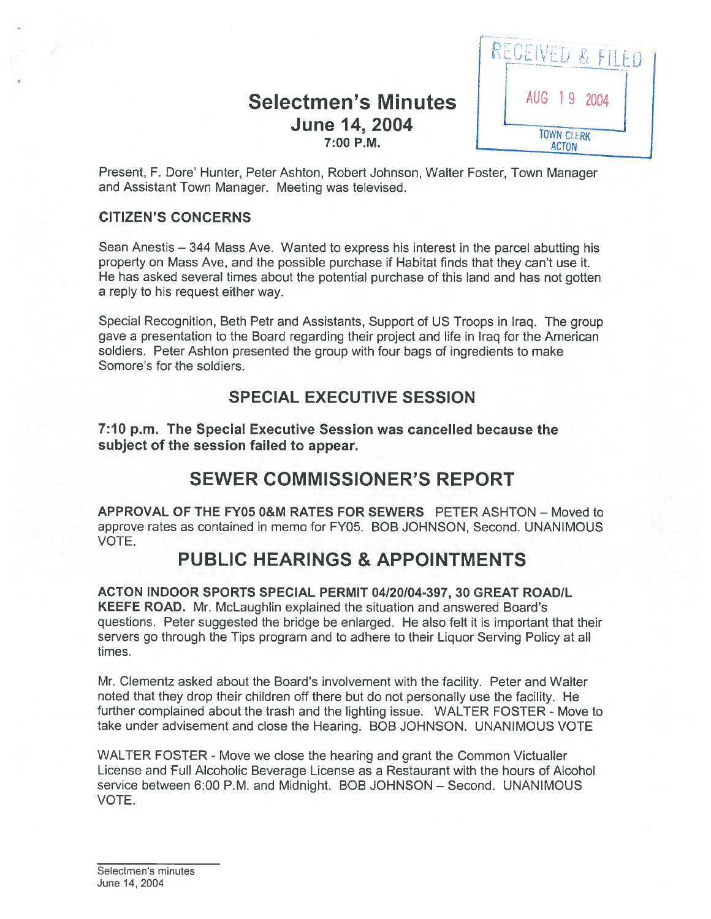RECEIVED & FILED
AUG 19 2004
TOWN CLERK
ACTON

# Selectmen's Minutes
## June 14, 2004
### 7:00 P.M.

Present, F. Dore' Hunter, Peter Ashton, Robert Johnson, Walter Foster, Town Manager and Assistant Town Manager. Meeting was televised.

**CITIZEN'S CONCERNS**

Sean Anestis – 344 Mass Ave. Wanted to express his interest in the parcel abutting his property on Mass Ave, and the possible purchase if Habitat finds that they can't use it. He has asked several times about the potential purchase of this land and has not gotten a reply to his request either way.

Special Recognition, Beth Petr and Assistants, Support of US Troops in Iraq. The group gave a presentation to the Board regarding their project and life in Iraq for the American soldiers. Peter Ashton presented the group with four bags of ingredients to make Somore's for the soldiers.

## SPECIAL EXECUTIVE SESSION

**7:10 p.m. The Special Executive Session was cancelled because the subject of the session failed to appear.**

## SEWER COMMISSIONER'S REPORT

**APPROVAL OF THE FY05 O&M RATES FOR SEWERS** PETER ASHTON – Moved to approve rates as contained in memo for FY05. BOB JOHNSON, Second. UNANIMOUS VOTE.

## PUBLIC HEARINGS & APPOINTMENTS

**ACTON INDOOR SPORTS SPECIAL PERMIT 04/20/04-397, 30 GREAT ROAD/L KEEFE ROAD.** Mr. McLaughlin explained the situation and answered Board's questions. Peter suggested the bridge be enlarged. He also felt it is important that their servers go through the Tips program and to adhere to their Liquor Serving Policy at all times.

Mr. Clementz asked about the Board's involvement with the facility. Peter and Walter noted that they drop their children off there but do not personally use the facility. He further complained about the trash and the lighting issue. WALTER FOSTER - Move to take under advisement and close the Hearing. BOB JOHNSON. UNANIMOUS VOTE

WALTER FOSTER - Move we close the hearing and grant the Common Victualler License and Full Alcoholic Beverage License as a Restaurant with the hours of Alcohol service between 6:00 P.M. and Midnight. BOB JOHNSON – Second. UNANIMOUS VOTE.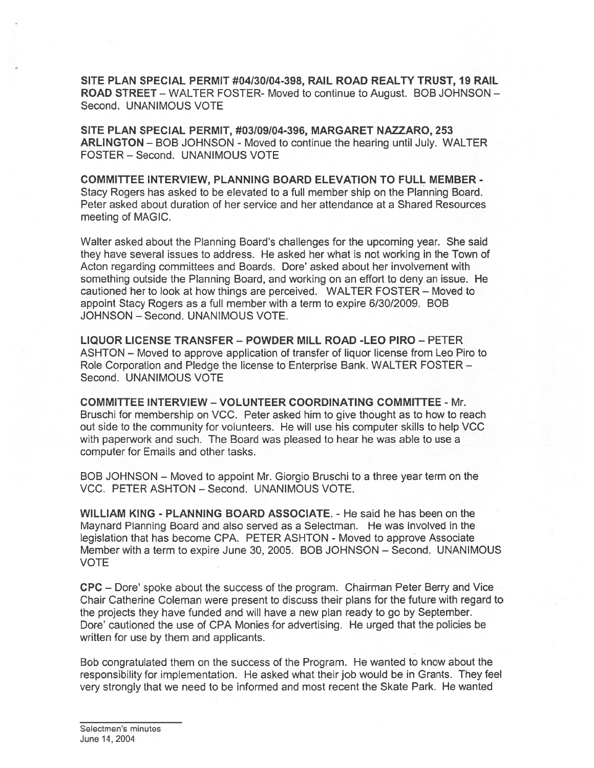**SITE PLAN SPECIAL PERMIT #04/30/04-398, RAIL ROAD REALTY TRUST, 19 RAIL ROAD STREET** – WALTER FOSTER- Moved to continue to August. BOB JOHNSON – Second. UNANIMOUS VOTE

**SITE PLAN SPECIAL PERMIT, #03/09/04-396, MARGARET NAZZARO, 253 ARLINGTON** – BOB JOHNSON - Moved to continue the hearing until July. WALTER FOSTER – Second. UNANIMOUS VOTE

**COMMITTEE INTERVIEW, PLANNING BOARD ELEVATION TO FULL MEMBER** - Stacy Rogers has asked to be elevated to a full member ship on the Planning Board. Peter asked about duration of her service and her attendance at a Shared Resources meeting of MAGIC.

Walter asked about the Planning Board's challenges for the upcoming year. She said they have several issues to address. He asked her what is not working in the Town of Acton regarding committees and Boards. Dore' asked about her involvement with something outside the Planning Board, and working on an effort to deny an issue. He cautioned her to look at how things are perceived. WALTER FOSTER – Moved to appoint Stacy Rogers as a full member with a term to expire 6/30/2009. BOB JOHNSON – Second. UNANIMOUS VOTE.

**LIQUOR LICENSE TRANSFER – POWDER MILL ROAD -LEO PIRO** – PETER ASHTON – Moved to approve application of transfer of liquor license from Leo Piro to Role Corporation and Pledge the license to Enterprise Bank. WALTER FOSTER – Second. UNANIMOUS VOTE

**COMMITTEE INTERVIEW – VOLUNTEER COORDINATING COMMITTEE** - Mr. Bruschi for membership on VCC. Peter asked him to give thought as to how to reach out side to the community for volunteers. He will use his computer skills to help VCC with paperwork and such. The Board was pleased to hear he was able to use a computer for Emails and other tasks.

BOB JOHNSON – Moved to appoint Mr. Giorgio Bruschi to a three year term on the VCC. PETER ASHTON – Second. UNANIMOUS VOTE.

**WILLIAM KING - PLANNING BOARD ASSOCIATE**. - He said he has been on the Maynard Planning Board and also served as a Selectman. He was involved in the legislation that has become CPA. PETER ASHTON - Moved to approve Associate Member with a term to expire June 30, 2005. BOB JOHNSON – Second. UNANIMOUS VOTE

**CPC** – Dore' spoke about the success of the program. Chairman Peter Berry and Vice Chair Catherine Coleman were present to discuss their plans for the future with regard to the projects they have funded and will have a new plan ready to go by September. Dore' cautioned the use of CPA Monies for advertising. He urged that the policies be written for use by them and applicants.

Bob congratulated them on the success of the Program. He wanted to know about the responsibility for implementation. He asked what their job would be in Grants. They feel very strongly that we need to be informed and most recent the Skate Park. He wanted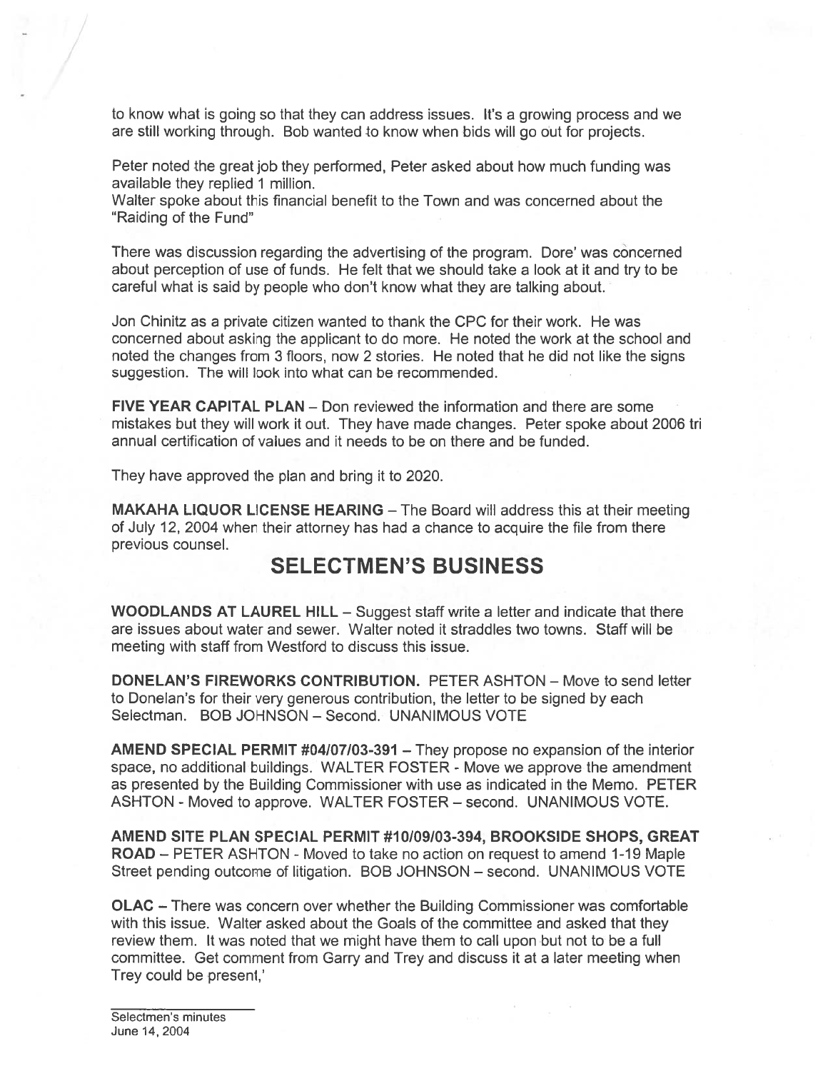to know what is going so that they can address issues. It's a growing process and we are still working through. Bob wanted to know when bids will go out for projects.

Peter noted the great job they performed, Peter asked about how much funding was available they replied 1 million.
Walter spoke about this financial benefit to the Town and was concerned about the "Raiding of the Fund"

There was discussion regarding the advertising of the program. Dore' was concerned about perception of use of funds. He felt that we should take a look at it and try to be careful what is said by people who don't know what they are talking about.

Jon Chinitz as a private citizen wanted to thank the CPC for their work. He was concerned about asking the applicant to do more. He noted the work at the school and noted the changes from 3 floors, now 2 stories. He noted that he did not like the signs suggestion. The will look into what can be recommended.

**FIVE YEAR CAPITAL PLAN** – Don reviewed the information and there are some mistakes but they will work it out. They have made changes. Peter spoke about 2006 tri annual certification of values and it needs to be on there and be funded.

They have approved the plan and bring it to 2020.

**MAKAHA LIQUOR LICENSE HEARING** – The Board will address this at their meeting of July 12, 2004 when their attorney has had a chance to acquire the file from there previous counsel.

## SELECTMEN'S BUSINESS

**WOODLANDS AT LAUREL HILL** – Suggest staff write a letter and indicate that there are issues about water and sewer. Walter noted it straddles two towns. Staff will be meeting with staff from Westford to discuss this issue.

**DONELAN'S FIREWORKS CONTRIBUTION.** PETER ASHTON – Move to send letter to Donelan's for their very generous contribution, the letter to be signed by each Selectman. BOB JOHNSON – Second. UNANIMOUS VOTE

**AMEND SPECIAL PERMIT #04/07/03-391** – They propose no expansion of the interior space, no additional buildings. WALTER FOSTER - Move we approve the amendment as presented by the Building Commissioner with use as indicated in the Memo. PETER ASHTON - Moved to approve. WALTER FOSTER – second. UNANIMOUS VOTE.

**AMEND SITE PLAN SPECIAL PERMIT #10/09/03-394, BROOKSIDE SHOPS, GREAT ROAD** – PETER ASHTON - Moved to take no action on request to amend 1-19 Maple Street pending outcome of litigation. BOB JOHNSON – second. UNANIMOUS VOTE

**OLAC** – There was concern over whether the Building Commissioner was comfortable with this issue. Walter asked about the Goals of the committee and asked that they review them. It was noted that we might have them to call upon but not to be a full committee. Get comment from Garry and Trey and discuss it at a later meeting when Trey could be present,'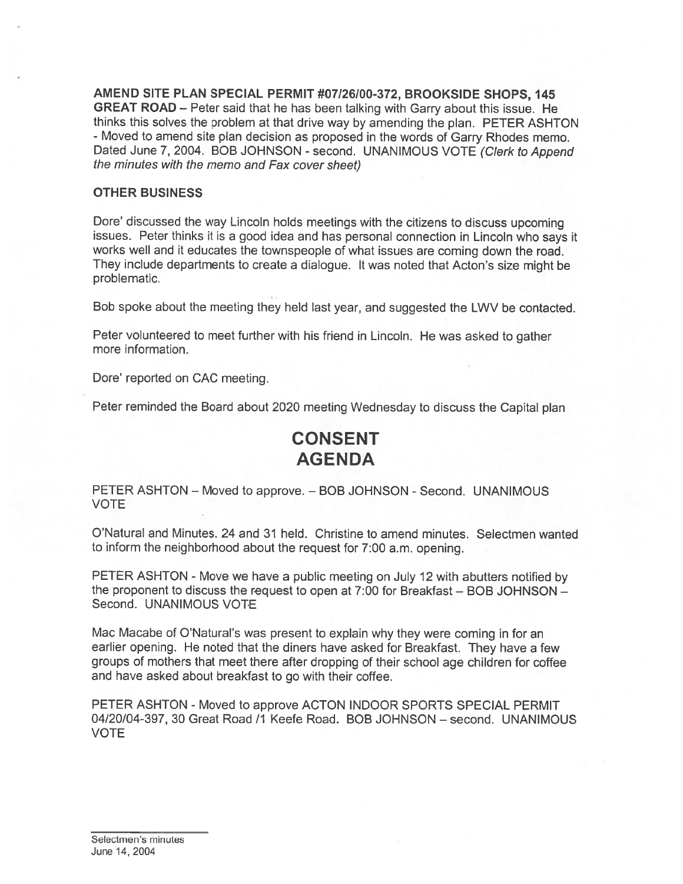**AMEND SITE PLAN SPECIAL PERMIT #07/26/00-372, BROOKSIDE SHOPS, 145 GREAT ROAD** – Peter said that he has been talking with Garry about this issue. He thinks this solves the problem at that drive way by amending the plan. PETER ASHTON - Moved to amend site plan decision as proposed in the words of Garry Rhodes memo. Dated June 7, 2004. BOB JOHNSON - second. UNANIMOUS VOTE *(Clerk to Append the minutes with the memo and Fax cover sheet)*

**OTHER BUSINESS**

Dore' discussed the way Lincoln holds meetings with the citizens to discuss upcoming issues. Peter thinks it is a good idea and has personal connection in Lincoln who says it works well and it educates the townspeople of what issues are coming down the road. They include departments to create a dialogue. It was noted that Acton's size might be problematic.

Bob spoke about the meeting they held last year, and suggested the LWV be contacted.

Peter volunteered to meet further with his friend in Lincoln. He was asked to gather more information.

Dore' reported on CAC meeting.

Peter reminded the Board about 2020 meeting Wednesday to discuss the Capital plan

# CONSENT AGENDA

PETER ASHTON – Moved to approve. – BOB JOHNSON - Second. UNANIMOUS VOTE

O'Natural and Minutes. 24 and 31 held. Christine to amend minutes. Selectmen wanted to inform the neighborhood about the request for 7:00 a.m. opening.

PETER ASHTON - Move we have a public meeting on July 12 with abutters notified by the proponent to discuss the request to open at 7:00 for Breakfast – BOB JOHNSON – Second. UNANIMOUS VOTE

Mac Macabe of O'Natural's was present to explain why they were coming in for an earlier opening. He noted that the diners have asked for Breakfast. They have a few groups of mothers that meet there after dropping of their school age children for coffee and have asked about breakfast to go with their coffee.

PETER ASHTON - Moved to approve ACTON INDOOR SPORTS SPECIAL PERMIT 04/20/04-397, 30 Great Road /1 Keefe Road. BOB JOHNSON – second. UNANIMOUS VOTE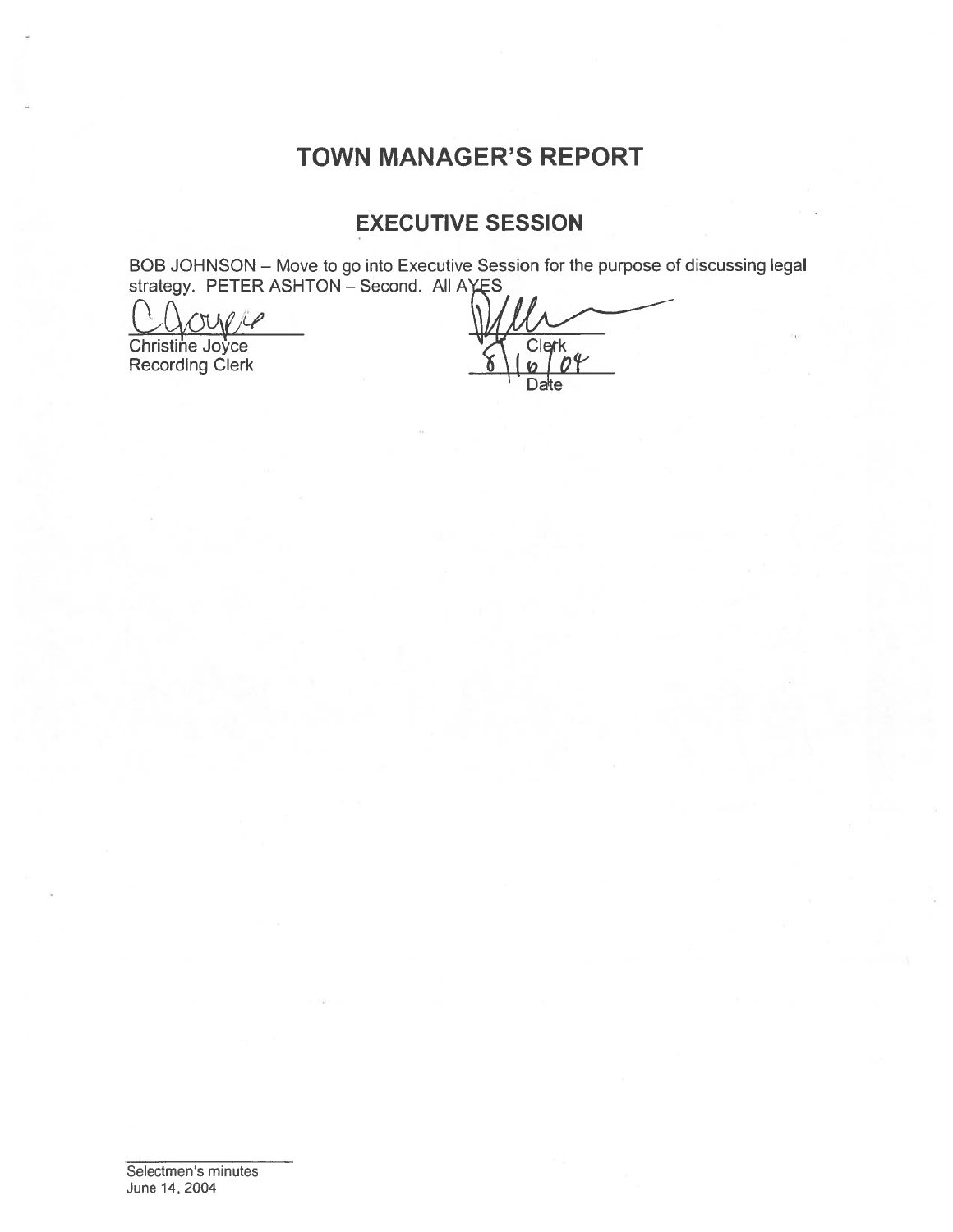# TOWN MANAGER'S REPORT

## EXECUTIVE SESSION

BOB JOHNSON – Move to go into Executive Session for the purpose of discussing legal strategy. PETER ASHTON – Second. All AYES

Christine Joyce
Recording Clerk

Clerk

8/16/04
Date

Selectmen's minutes
June 14, 2004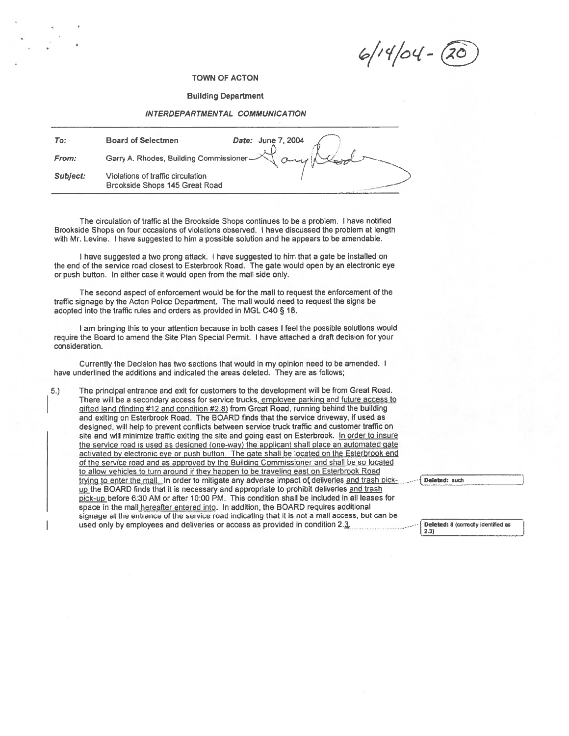6/14/04 - (20)

**TOWN OF ACTON**

**Building Department**

***INTERDEPARTMENTAL COMMUNICATION***

| | | |
|---|---|---|
| ***To:*** | Board of Selectmen | ***Date:*** June 7, 2004 |
| ***From:*** | Garry A. Rhodes, Building Commissioner | |
| ***Subject:*** | Violations of traffic circulation Brookside Shops 145 Great Road | |

The circulation of traffic at the Brookside Shops continues to be a problem. I have notified Brookside Shops on four occasions of violations observed. I have discussed the problem at length with Mr. Levine. I have suggested to him a possible solution and he appears to be amendable.

I have suggested a two prong attack. I have suggested to him that a gate be installed on the end of the service road closest to Esterbrook Road. The gate would open by an electronic eye or push button. In either case it would open from the mall side only.

The second aspect of enforcement would be for the mall to request the enforcement of the traffic signage by the Acton Police Department. The mall would need to request the signs be adopted into the traffic rules and orders as provided in MGL C40 § 18.

I am bringing this to your attention because in both cases I feel the possible solutions would require the Board to amend the Site Plan Special Permit. I have attached a draft decision for your consideration.

Currently the Decision has two sections that would in my opinion need to be amended. I have underlined the additions and indicated the areas deleted. They are as follows;

5.) The principal entrance and exit for customers to the development will be from Great Road. There will be a secondary access for service trucks, <u>employee parking and future access to gifted land (finding #12 and condition #2.8)</u> from Great Road, running behind the building and exiting on Esterbrook Road. The BOARD finds that the service driveway, if used as designed, will help to prevent conflicts between service truck traffic and customer traffic on site and will minimize traffic exiting the site and going east on Esterbrook. <u>In order to insure the service road is used as designed (one-way) the applicant shall place an automated gate activated by electronic eye or push button. The gate shall be located on the Esterbrook end of the service road and as approved by the Building Commissioner and shall be so located to allow vehicles to turn around if they happen to be traveling east on Esterbrook Road trying to enter the mall.</u> In order to mitigate any adverse impact of deliveries <u>and trash pick-up</u> the BOARD finds that it is necessary and appropriate to prohibit deliveries <u>and trash pick-up</u> before 6:30 AM or after 10:00 PM. This condition shall be included in all leases for space in the mall <u>hereafter entered into</u>. In addition, the BOARD requires additional signage at the entrance of the service road indicating that it is not a mall access, but can be used only by employees and deliveries or access as provided in condition 2.<u>3</u>.

> Deleted: such

> Deleted: 8 (correctly identified as 2.3)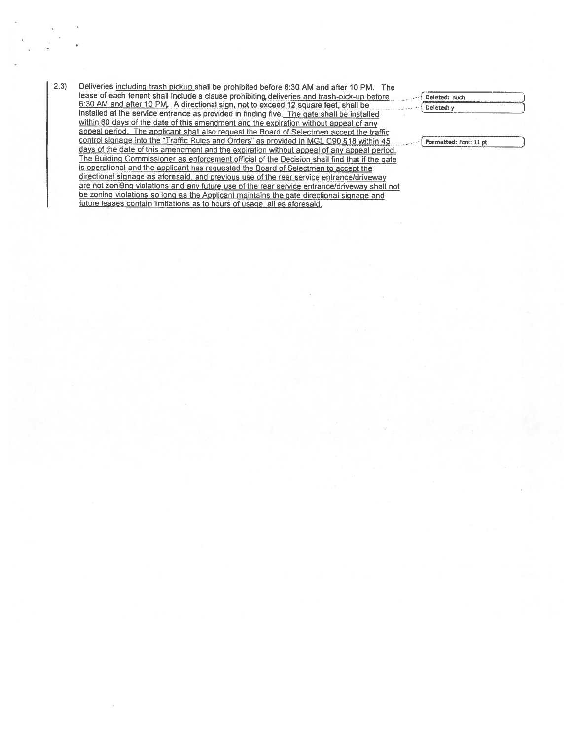2.3) Deliveries including trash pickup shall be prohibited before 6:30 AM and after 10 PM. The lease of each tenant shall include a clause prohibiting deliveries and trash-pick-up before 6:30 AM and after 10 PM. A directional sign, not to exceed 12 square feet, shall be installed at the service entrance as provided in finding five. The gate shall be installed within 60 days of the date of this amendment and the expiration without appeal of any appeal period. The applicant shall also request the Board of Selectmen accept the traffic control signage into the "Traffic Rules and Orders" as provided in MGL C90 §18 within 45 days of the date of this amendment and the expiration without appeal of any appeal period. The Building Commissioner as enforcement official of the Decision shall find that if the gate is operational and the applicant has requested the Board of Selectmen to accept the directional signage as aforesaid, and previous use of the rear service entrance/driveway are not zoni9ng violations and any future use of the rear service entrance/driveway shall not be zoning violations so long as the Applicant maintains the gate directional signage and future leases contain limitations as to hours of usage, all as aforesaid.

Deleted: such

Deleted: y

Formatted: Font: 11 pt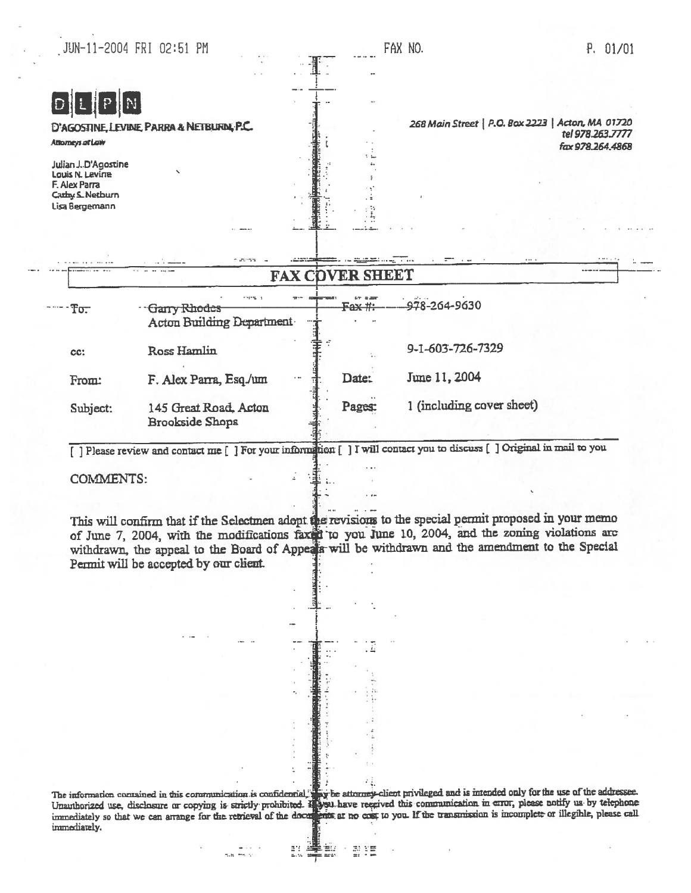JUN-11-2004 FRI 02:51 PM FAX NO. P. 01/01

D | L | P | N

D'AGOSTINE, LEVINE, PARRA & NETBURN, P.C.

*Attorneys at Law*

Julian J. D'Agostine
Louis N. Levine
F. Alex Parra
Cathy S. Netburn
Lisa Bergemann

*268 Main Street | P.O. Box 2223 | Acton, MA 01720*
*tel 978.263.7777*
*fax 978.264.4868*

## FAX COVER SHEET

| | | | |
|---|---|---|---|
| To: | Garry Rhodes<br>Acton Building Department | Fax #: | 978-264-9630 |
| cc: | Ross Hamlin | | 9-1-603-726-7329 |
| From: | F. Alex Parra, Esq./um | Date: | June 11, 2004 |
| Subject: | 145 Great Road, Acton<br>Brookside Shops | Pages: | 1 (including cover sheet) |

[ ] Please review and contact me [ ] For your information [ ] I will contact you to discuss [ ] Original in mail to you

COMMENTS:

This will confirm that if the Selectmen adopt the revisions to the special permit proposed in your memo of June 7, 2004, with the modifications faxed to you June 10, 2004, and the zoning violations are withdrawn, the appeal to the Board of Appeals will be withdrawn and the amendment to the Special Permit will be accepted by our client.

The information contained in this communication is confidential, may be attorney-client privileged and is intended only for the use of the addressee. Unauthorized use, disclosure or copying is strictly prohibited. If you have received this communication in error, please notify us by telephone immediately so that we can arrange for the retrieval of the documents at no cost to you. If the transmission is incomplete or illegible, please call immediately.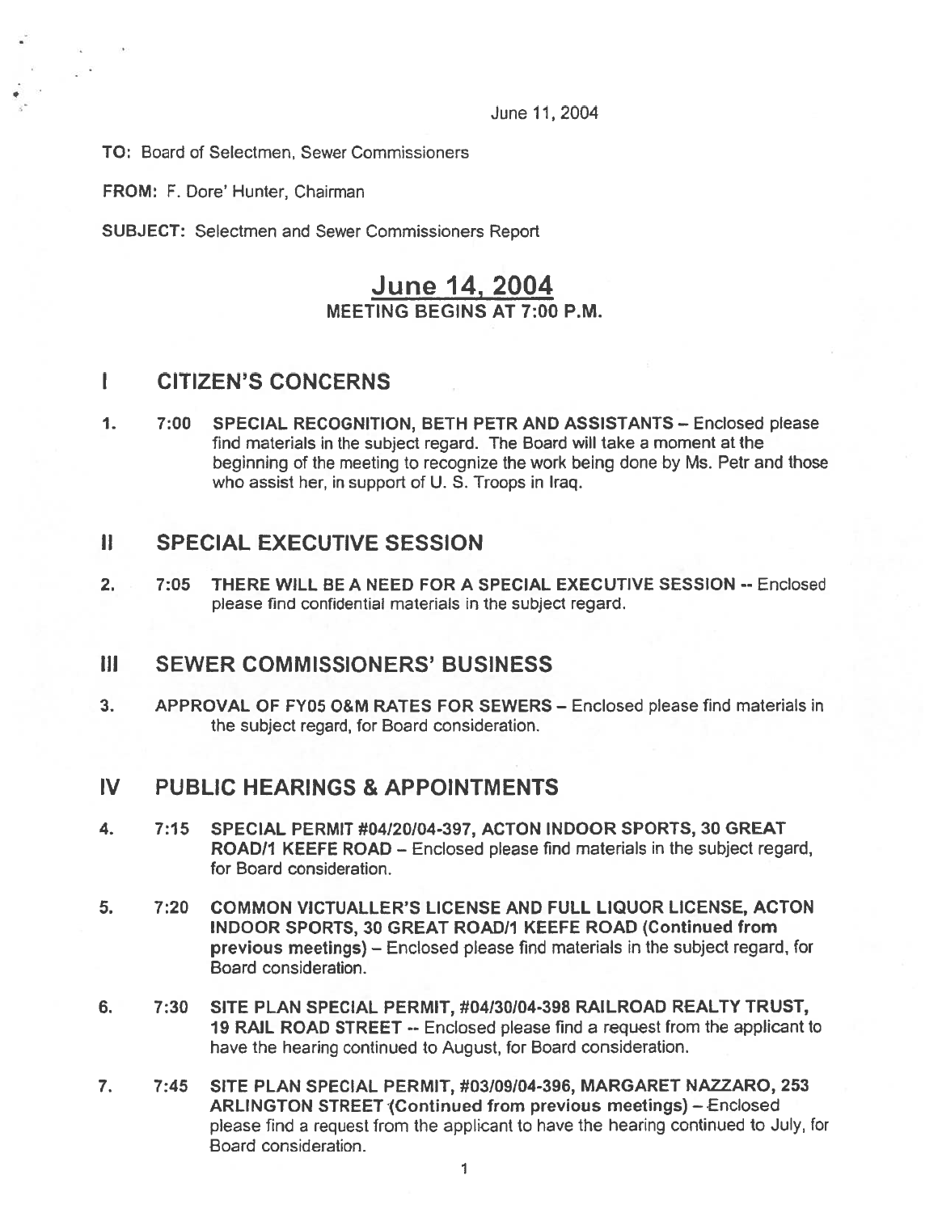June 11, 2004

**TO:** Board of Selectmen, Sewer Commissioners

**FROM:** F. Dore' Hunter, Chairman

**SUBJECT:** Selectmen and Sewer Commissioners Report

# June 14, 2004

**MEETING BEGINS AT 7:00 P.M.**

## I CITIZEN'S CONCERNS

1. **7:00 SPECIAL RECOGNITION, BETH PETR AND ASSISTANTS** – Enclosed please find materials in the subject regard. The Board will take a moment at the beginning of the meeting to recognize the work being done by Ms. Petr and those who assist her, in support of U. S. Troops in Iraq.

## II SPECIAL EXECUTIVE SESSION

2. **7:05 THERE WILL BE A NEED FOR A SPECIAL EXECUTIVE SESSION** -- Enclosed please find confidential materials in the subject regard.

## III SEWER COMMISSIONERS' BUSINESS

3. **APPROVAL OF FY05 O&M RATES FOR SEWERS** – Enclosed please find materials in the subject regard, for Board consideration.

## IV PUBLIC HEARINGS & APPOINTMENTS

4. **7:15 SPECIAL PERMIT #04/20/04-397, ACTON INDOOR SPORTS, 30 GREAT ROAD/1 KEEFE ROAD** – Enclosed please find materials in the subject regard, for Board consideration.

5. **7:20 COMMON VICTUALLER'S LICENSE AND FULL LIQUOR LICENSE, ACTON INDOOR SPORTS, 30 GREAT ROAD/1 KEEFE ROAD (Continued from previous meetings)** – Enclosed please find materials in the subject regard, for Board consideration.

6. **7:30 SITE PLAN SPECIAL PERMIT, #04/30/04-398 RAILROAD REALTY TRUST, 19 RAIL ROAD STREET** -- Enclosed please find a request from the applicant to have the hearing continued to August, for Board consideration.

7. **7:45 SITE PLAN SPECIAL PERMIT, #03/09/04-396, MARGARET NAZZARO, 253 ARLINGTON STREET (Continued from previous meetings)** – Enclosed please find a request from the applicant to have the hearing continued to July, for Board consideration.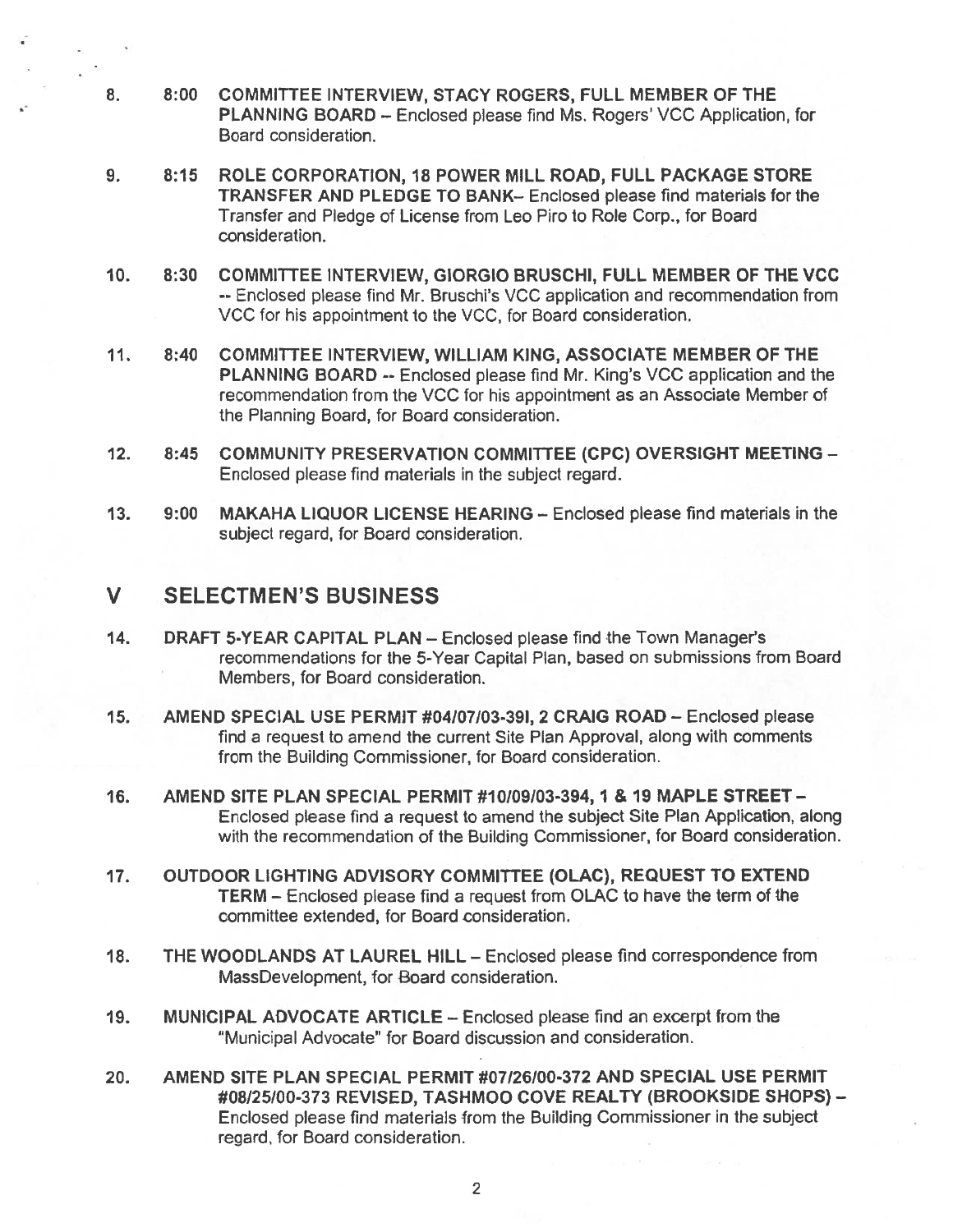8. **8:00 COMMITTEE INTERVIEW, STACY ROGERS, FULL MEMBER OF THE PLANNING BOARD** – Enclosed please find Ms. Rogers' VCC Application, for Board consideration.

9. **8:15 ROLE CORPORATION, 18 POWER MILL ROAD, FULL PACKAGE STORE TRANSFER AND PLEDGE TO BANK**– Enclosed please find materials for the Transfer and Pledge of License from Leo Piro to Role Corp., for Board consideration.

10. **8:30 COMMITTEE INTERVIEW, GIORGIO BRUSCHI, FULL MEMBER OF THE VCC** -- Enclosed please find Mr. Bruschi's VCC application and recommendation from VCC for his appointment to the VCC, for Board consideration.

11. **8:40 COMMITTEE INTERVIEW, WILLIAM KING, ASSOCIATE MEMBER OF THE PLANNING BOARD** -- Enclosed please find Mr. King's VCC application and the recommendation from the VCC for his appointment as an Associate Member of the Planning Board, for Board consideration.

12. **8:45 COMMUNITY PRESERVATION COMMITTEE (CPC) OVERSIGHT MEETING** – Enclosed please find materials in the subject regard.

13. **9:00 MAKAHA LIQUOR LICENSE HEARING** – Enclosed please find materials in the subject regard, for Board consideration.

## V SELECTMEN'S BUSINESS

14. **DRAFT 5-YEAR CAPITAL PLAN** – Enclosed please find the Town Manager's recommendations for the 5-Year Capital Plan, based on submissions from Board Members, for Board consideration.

15. **AMEND SPECIAL USE PERMIT #04/07/03-391, 2 CRAIG ROAD** – Enclosed please find a request to amend the current Site Plan Approval, along with comments from the Building Commissioner, for Board consideration.

16. **AMEND SITE PLAN SPECIAL PERMIT #10/09/03-394, 1 & 19 MAPLE STREET** – Enclosed please find a request to amend the subject Site Plan Application, along with the recommendation of the Building Commissioner, for Board consideration.

17. **OUTDOOR LIGHTING ADVISORY COMMITTEE (OLAC), REQUEST TO EXTEND TERM** – Enclosed please find a request from OLAC to have the term of the committee extended, for Board consideration.

18. **THE WOODLANDS AT LAUREL HILL** – Enclosed please find correspondence from MassDevelopment, for Board consideration.

19. **MUNICIPAL ADVOCATE ARTICLE** – Enclosed please find an excerpt from the "Municipal Advocate" for Board discussion and consideration.

20. **AMEND SITE PLAN SPECIAL PERMIT #07/26/00-372 AND SPECIAL USE PERMIT #08/25/00-373 REVISED, TASHMOO COVE REALTY (BROOKSIDE SHOPS)** – Enclosed please find materials from the Building Commissioner in the subject regard, for Board consideration.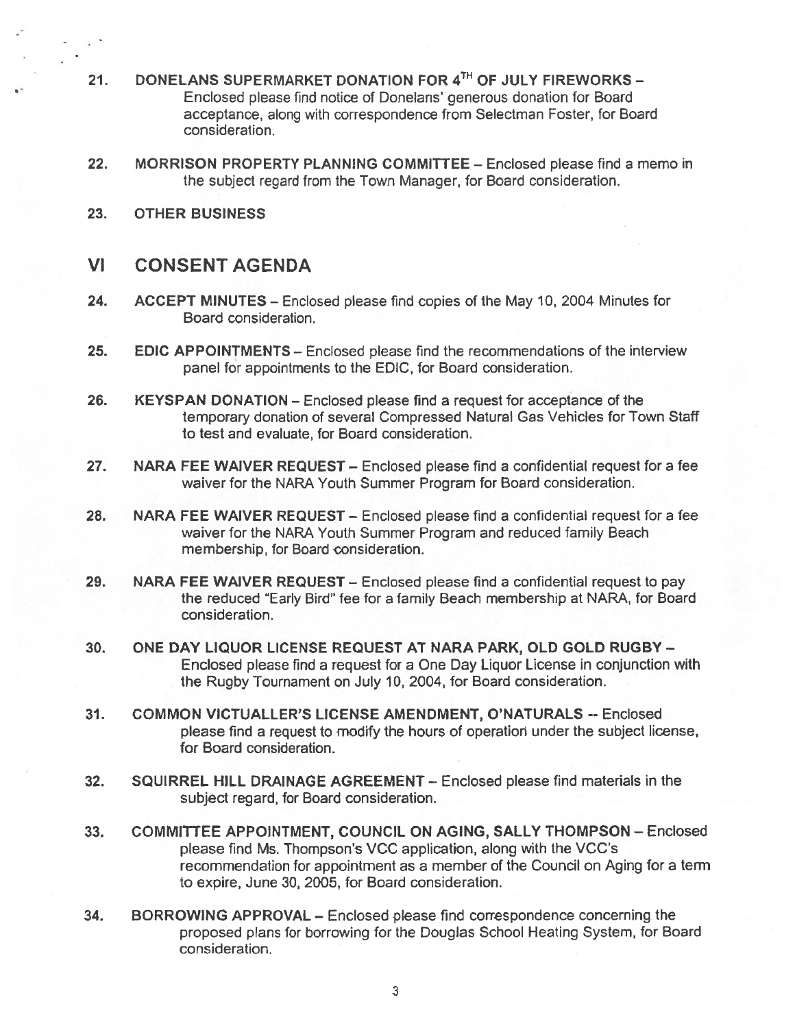21. **DONELANS SUPERMARKET DONATION FOR 4TH OF JULY FIREWORKS** – Enclosed please find notice of Donelans' generous donation for Board acceptance, along with correspondence from Selectman Foster, for Board consideration.

22. **MORRISON PROPERTY PLANNING COMMITTEE** – Enclosed please find a memo in the subject regard from the Town Manager, for Board consideration.

23. **OTHER BUSINESS**

## VI CONSENT AGENDA

24. **ACCEPT MINUTES** – Enclosed please find copies of the May 10, 2004 Minutes for Board consideration.

25. **EDIC APPOINTMENTS** – Enclosed please find the recommendations of the interview panel for appointments to the EDIC, for Board consideration.

26. **KEYSPAN DONATION** – Enclosed please find a request for acceptance of the temporary donation of several Compressed Natural Gas Vehicles for Town Staff to test and evaluate, for Board consideration.

27. **NARA FEE WAIVER REQUEST** – Enclosed please find a confidential request for a fee waiver for the NARA Youth Summer Program for Board consideration.

28. **NARA FEE WAIVER REQUEST** – Enclosed please find a confidential request for a fee waiver for the NARA Youth Summer Program and reduced family Beach membership, for Board consideration.

29. **NARA FEE WAIVER REQUEST** – Enclosed please find a confidential request to pay the reduced "Early Bird" fee for a family Beach membership at NARA, for Board consideration.

30. **ONE DAY LIQUOR LICENSE REQUEST AT NARA PARK, OLD GOLD RUGBY** – Enclosed please find a request for a One Day Liquor License in conjunction with the Rugby Tournament on July 10, 2004, for Board consideration.

31. **COMMON VICTUALLER'S LICENSE AMENDMENT, O'NATURALS** -- Enclosed please find a request to modify the hours of operation under the subject license, for Board consideration.

32. **SQUIRREL HILL DRAINAGE AGREEMENT** – Enclosed please find materials in the subject regard, for Board consideration.

33. **COMMITTEE APPOINTMENT, COUNCIL ON AGING, SALLY THOMPSON** – Enclosed please find Ms. Thompson's VCC application, along with the VCC's recommendation for appointment as a member of the Council on Aging for a term to expire, June 30, 2005, for Board consideration.

34. **BORROWING APPROVAL** – Enclosed please find correspondence concerning the proposed plans for borrowing for the Douglas School Heating System, for Board consideration.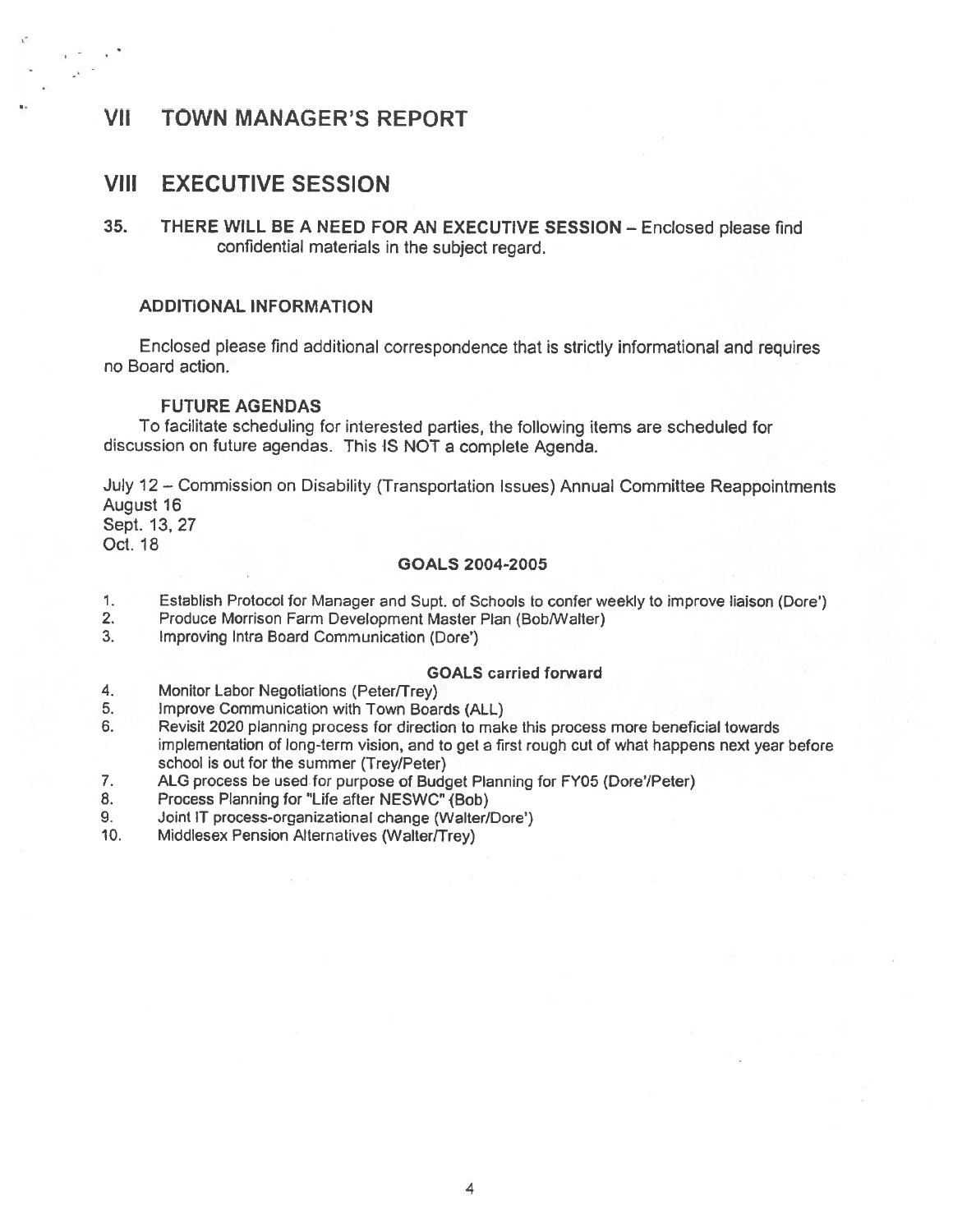## VII TOWN MANAGER'S REPORT

## VIII EXECUTIVE SESSION

35. **THERE WILL BE A NEED FOR AN EXECUTIVE SESSION** – Enclosed please find confidential materials in the subject regard.

### ADDITIONAL INFORMATION

Enclosed please find additional correspondence that is strictly informational and requires no Board action.

### FUTURE AGENDAS

To facilitate scheduling for interested parties, the following items are scheduled for discussion on future agendas. This IS NOT a complete Agenda.

July 12 – Commission on Disability (Transportation Issues) Annual Committee Reappointments
August 16
Sept. 13, 27
Oct. 18

### GOALS 2004-2005

1. Establish Protocol for Manager and Supt. of Schools to confer weekly to improve liaison (Dore')
2. Produce Morrison Farm Development Master Plan (Bob/Walter)
3. Improving Intra Board Communication (Dore')

### GOALS carried forward

4. Monitor Labor Negotiations (Peter/Trey)
5. Improve Communication with Town Boards (ALL)
6. Revisit 2020 planning process for direction to make this process more beneficial towards implementation of long-term vision, and to get a first rough cut of what happens next year before school is out for the summer (Trey/Peter)
7. ALG process be used for purpose of Budget Planning for FY05 (Dore'/Peter)
8. Process Planning for "Life after NESWC" (Bob)
9. Joint IT process-organizational change (Walter/Dore')
10. Middlesex Pension Alternatives (Walter/Trey)